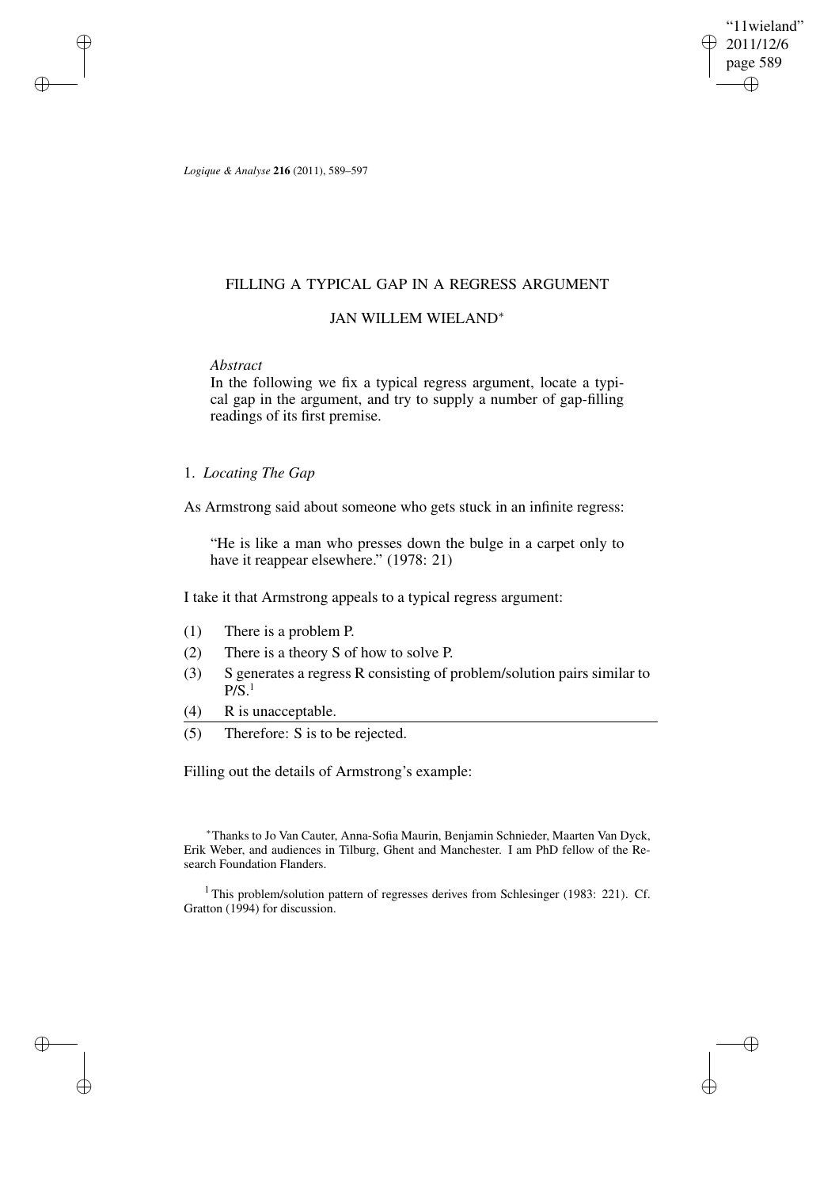# FILLING A TYPICAL GAP IN A REGRESS ARGUMENT

## JAN WILLEM WIELAND*

*Abstract*

In the following we fix a typical regress argument, locate a typical gap in the argument, and try to supply a number of gap-filling readings of its first premise.

### 1. *Locating The Gap*

As Armstrong said about someone who gets stuck in an infinite regress:

> "He is like a man who presses down the bulge in a carpet only to have it reappear elsewhere." (1978: 21)

I take it that Armstrong appeals to a typical regress argument:

(1) There is a problem P.

(2) There is a theory S of how to solve P.

(3) S generates a regress R consisting of problem/solution pairs similar to P/S.[1]

(4) R is unacceptable.

---

(5) Therefore: S is to be rejected.

Filling out the details of Armstrong's example:

---

*Thanks to Jo Van Cauter, Anna-Sofia Maurin, Benjamin Schnieder, Maarten Van Dyck, Erik Weber, and audiences in Tilburg, Ghent and Manchester. I am PhD fellow of the Research Foundation Flanders.

[1] This problem/solution pattern of regresses derives from Schlesinger (1983: 221). Cf. Gratton (1994) for discussion.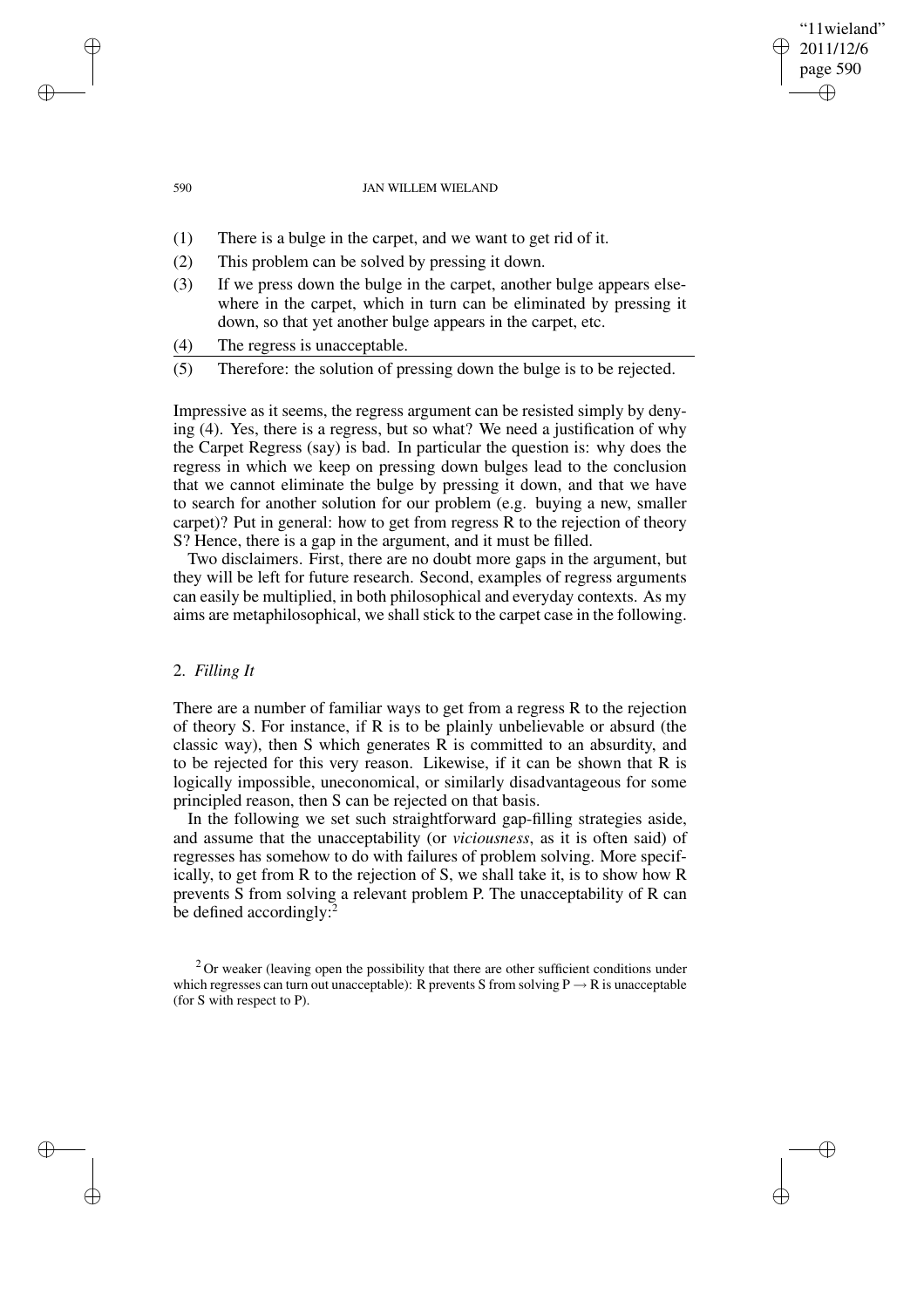(1) There is a bulge in the carpet, and we want to get rid of it.

(2) This problem can be solved by pressing it down.

(3) If we press down the bulge in the carpet, another bulge appears elsewhere in the carpet, which in turn can be eliminated by pressing it down, so that yet another bulge appears in the carpet, etc.

(4) The regress is unacceptable.

---

(5) Therefore: the solution of pressing down the bulge is to be rejected.

Impressive as it seems, the regress argument can be resisted simply by denying (4). Yes, there is a regress, but so what? We need a justification of why the Carpet Regress (say) is bad. In particular the question is: why does the regress in which we keep on pressing down bulges lead to the conclusion that we cannot eliminate the bulge by pressing it down, and that we have to search for another solution for our problem (e.g. buying a new, smaller carpet)? Put in general: how to get from regress R to the rejection of theory S? Hence, there is a gap in the argument, and it must be filled.

Two disclaimers. First, there are no doubt more gaps in the argument, but they will be left for future research. Second, examples of regress arguments can easily be multiplied, in both philosophical and everyday contexts. As my aims are metaphilosophical, we shall stick to the carpet case in the following.

## 2. *Filling It*

There are a number of familiar ways to get from a regress R to the rejection of theory S. For instance, if R is to be plainly unbelievable or absurd (the classic way), then S which generates R is committed to an absurdity, and to be rejected for this very reason. Likewise, if it can be shown that R is logically impossible, uneconomical, or similarly disadvantageous for some principled reason, then S can be rejected on that basis.

In the following we set such straightforward gap-filling strategies aside, and assume that the unacceptability (or *viciousness*, as it is often said) of regresses has somehow to do with failures of problem solving. More specifically, to get from R to the rejection of S, we shall take it, is to show how R prevents S from solving a relevant problem P. The unacceptability of R can be defined accordingly:[2]

[2] Or weaker (leaving open the possibility that there are other sufficient conditions under which regresses can turn out unacceptable): R prevents S from solving P $\rightarrow$ R is unacceptable (for S with respect to P).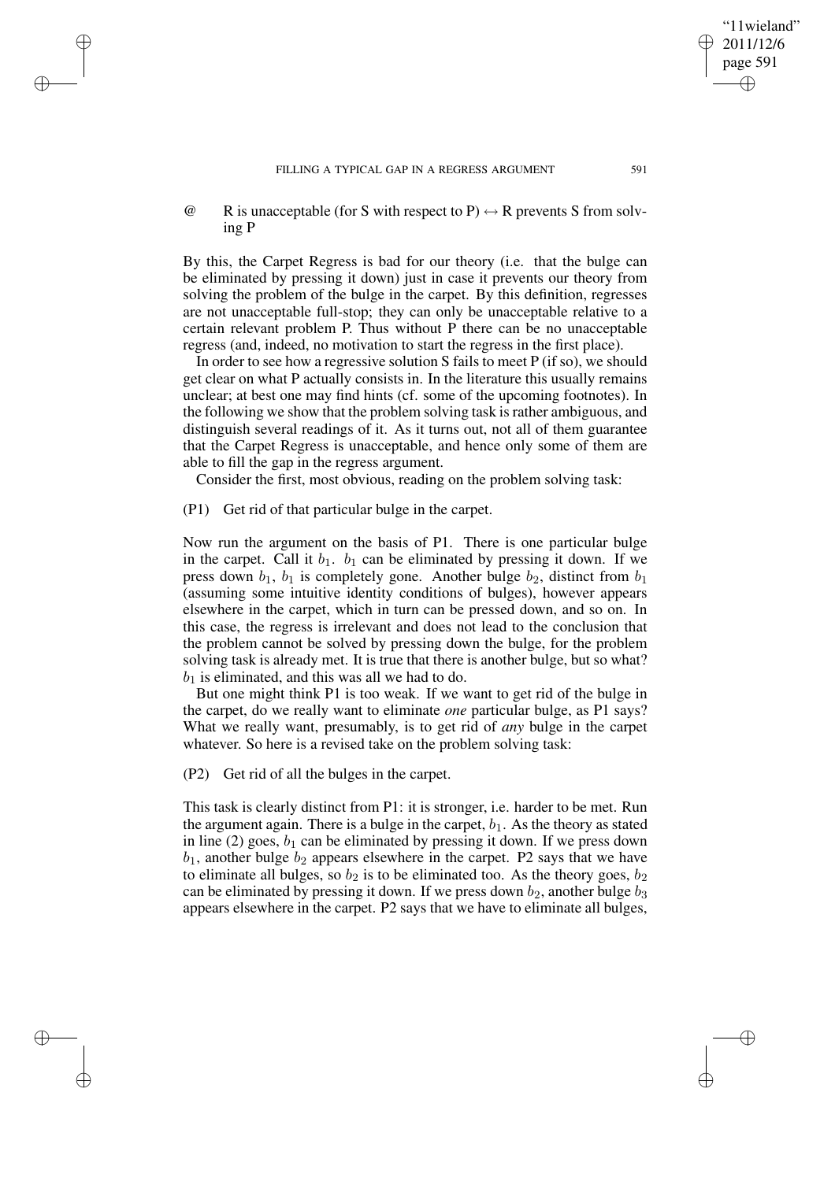@ R is unacceptable (for S with respect to P) $\leftrightarrow$ R prevents S from solving P

By this, the Carpet Regress is bad for our theory (i.e. that the bulge can be eliminated by pressing it down) just in case it prevents our theory from solving the problem of the bulge in the carpet. By this definition, regresses are not unacceptable full-stop; they can only be unacceptable relative to a certain relevant problem P. Thus without P there can be no unacceptable regress (and, indeed, no motivation to start the regress in the first place).

In order to see how a regressive solution S fails to meet P (if so), we should get clear on what P actually consists in. In the literature this usually remains unclear; at best one may find hints (cf. some of the upcoming footnotes). In the following we show that the problem solving task is rather ambiguous, and distinguish several readings of it. As it turns out, not all of them guarantee that the Carpet Regress is unacceptable, and hence only some of them are able to fill the gap in the regress argument.

Consider the first, most obvious, reading on the problem solving task:

(P1) Get rid of that particular bulge in the carpet.

Now run the argument on the basis of P1. There is one particular bulge in the carpet. Call it $b_1$. $b_1$ can be eliminated by pressing it down. If we press down $b_1$, $b_1$ is completely gone. Another bulge $b_2$, distinct from $b_1$ (assuming some intuitive identity conditions of bulges), however appears elsewhere in the carpet, which in turn can be pressed down, and so on. In this case, the regress is irrelevant and does not lead to the conclusion that the problem cannot be solved by pressing down the bulge, for the problem solving task is already met. It is true that there is another bulge, but so what? $b_1$ is eliminated, and this was all we had to do.

But one might think P1 is too weak. If we want to get rid of the bulge in the carpet, do we really want to eliminate *one* particular bulge, as P1 says? What we really want, presumably, is to get rid of *any* bulge in the carpet whatever. So here is a revised take on the problem solving task:

(P2) Get rid of all the bulges in the carpet.

This task is clearly distinct from P1: it is stronger, i.e. harder to be met. Run the argument again. There is a bulge in the carpet, $b_1$. As the theory as stated in line (2) goes, $b_1$ can be eliminated by pressing it down. If we press down $b_1$, another bulge $b_2$ appears elsewhere in the carpet. P2 says that we have to eliminate all bulges, so $b_2$ is to be eliminated too. As the theory goes, $b_2$ can be eliminated by pressing it down. If we press down $b_2$, another bulge $b_3$ appears elsewhere in the carpet. P2 says that we have to eliminate all bulges,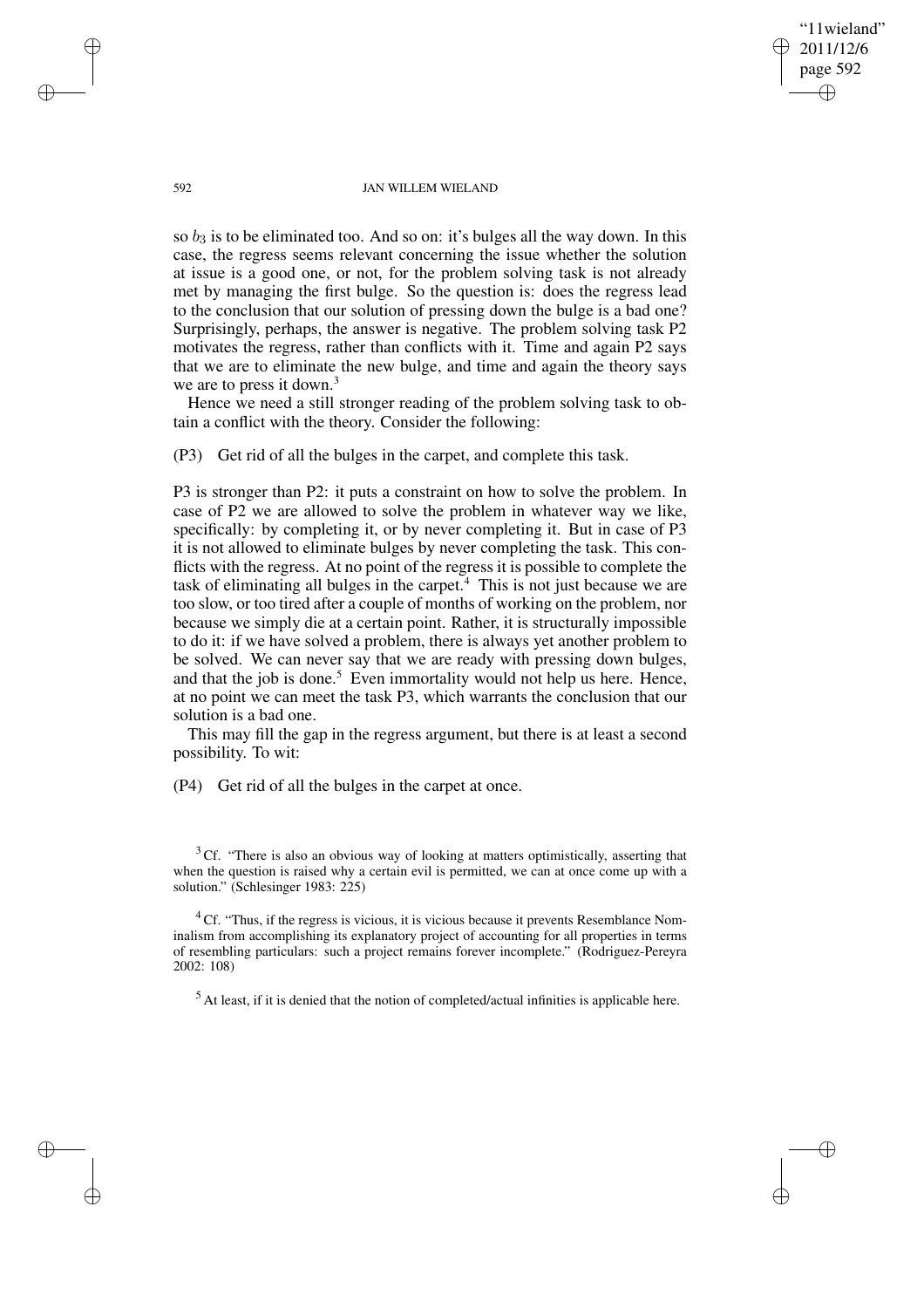so $b_3$ is to be eliminated too. And so on: it's bulges all the way down. In this case, the regress seems relevant concerning the issue whether the solution at issue is a good one, or not, for the problem solving task is not already met by managing the first bulge. So the question is: does the regress lead to the conclusion that our solution of pressing down the bulge is a bad one? Surprisingly, perhaps, the answer is negative. The problem solving task P2 motivates the regress, rather than conflicts with it. Time and again P2 says that we are to eliminate the new bulge, and time and again the theory says we are to press it down.[3]

Hence we need a still stronger reading of the problem solving task to obtain a conflict with the theory. Consider the following:

(P3) Get rid of all the bulges in the carpet, and complete this task.

P3 is stronger than P2: it puts a constraint on how to solve the problem. In case of P2 we are allowed to solve the problem in whatever way we like, specifically: by completing it, or by never completing it. But in case of P3 it is not allowed to eliminate bulges by never completing the task. This conflicts with the regress. At no point of the regress it is possible to complete the task of eliminating all bulges in the carpet.[4] This is not just because we are too slow, or too tired after a couple of months of working on the problem, nor because we simply die at a certain point. Rather, it is structurally impossible to do it: if we have solved a problem, there is always yet another problem to be solved. We can never say that we are ready with pressing down bulges, and that the job is done.[5] Even immortality would not help us here. Hence, at no point we can meet the task P3, which warrants the conclusion that our solution is a bad one.

This may fill the gap in the regress argument, but there is at least a second possibility. To wit:

(P4) Get rid of all the bulges in the carpet at once.

[3] Cf. "There is also an obvious way of looking at matters optimistically, asserting that when the question is raised why a certain evil is permitted, we can at once come up with a solution." (Schlesinger 1983: 225)

[4] Cf. "Thus, if the regress is vicious, it is vicious because it prevents Resemblance Nominalism from accomplishing its explanatory project of accounting for all properties in terms of resembling particulars: such a project remains forever incomplete." (Rodriguez-Pereyra 2002: 108)

[5] At least, if it is denied that the notion of completed/actual infinities is applicable here.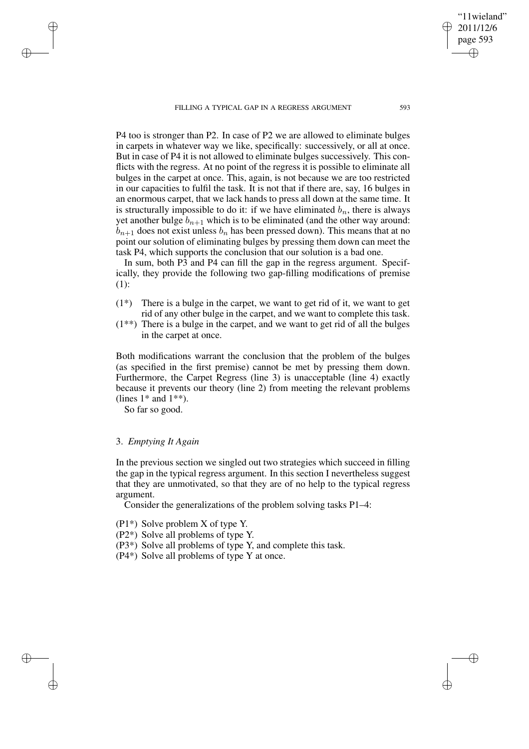P4 too is stronger than P2. In case of P2 we are allowed to eliminate bulges in carpets in whatever way we like, specifically: successively, or all at once. But in case of P4 it is not allowed to eliminate bulges successively. This conflicts with the regress. At no point of the regress it is possible to eliminate all bulges in the carpet at once. This, again, is not because we are too restricted in our capacities to fulfil the task. It is not that if there are, say, 16 bulges in an enormous carpet, that we lack hands to press all down at the same time. It is structurally impossible to do it: if we have eliminated $b_n$, there is always yet another bulge $b_{n+1}$ which is to be eliminated (and the other way around: $b_{n+1}$ does not exist unless $b_n$ has been pressed down). This means that at no point our solution of eliminating bulges by pressing them down can meet the task P4, which supports the conclusion that our solution is a bad one.

In sum, both P3 and P4 can fill the gap in the regress argument. Specifically, they provide the following two gap-filling modifications of premise (1):

- (1*) There is a bulge in the carpet, we want to get rid of it, we want to get rid of any other bulge in the carpet, and we want to complete this task.
- (1**) There is a bulge in the carpet, and we want to get rid of all the bulges in the carpet at once.

Both modifications warrant the conclusion that the problem of the bulges (as specified in the first premise) cannot be met by pressing them down. Furthermore, the Carpet Regress (line 3) is unacceptable (line 4) exactly because it prevents our theory (line 2) from meeting the relevant problems (lines 1* and 1**).

So far so good.

## 3. *Emptying It Again*

In the previous section we singled out two strategies which succeed in filling the gap in the typical regress argument. In this section I nevertheless suggest that they are unmotivated, so that they are of no help to the typical regress argument.

Consider the generalizations of the problem solving tasks P1–4:

- (P1*) Solve problem X of type Y.
- (P2*) Solve all problems of type Y.
- (P3*) Solve all problems of type Y, and complete this task.
- (P4*) Solve all problems of type Y at once.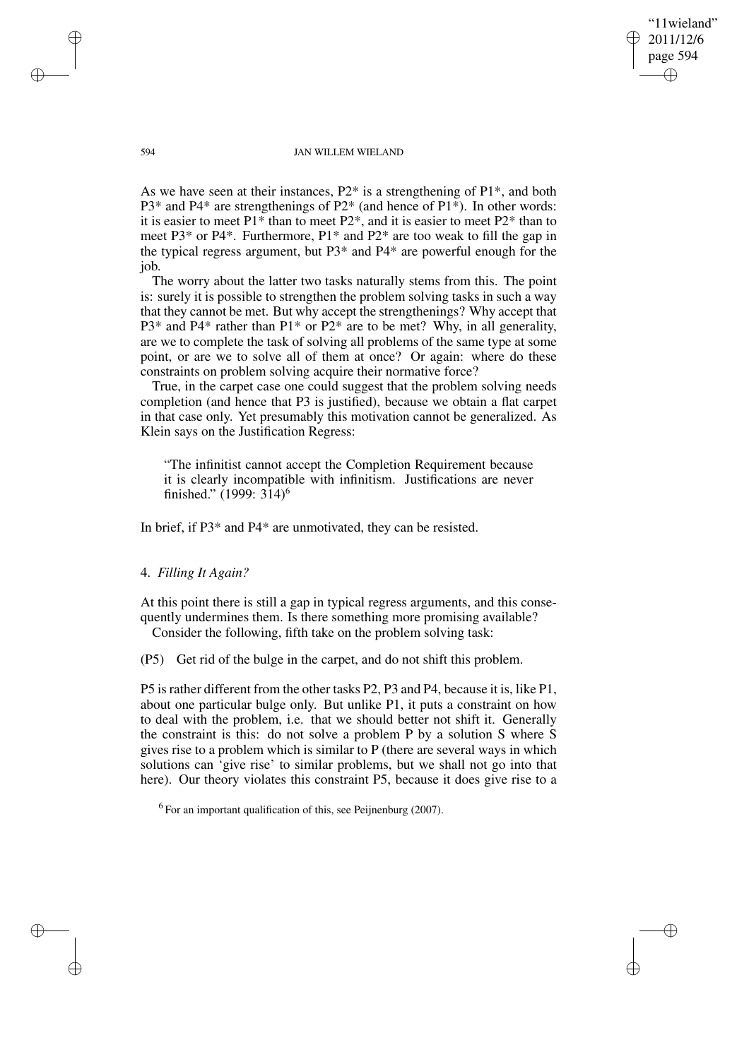As we have seen at their instances, P2* is a strengthening of P1*, and both P3* and P4* are strengthenings of P2* (and hence of P1*). In other words: it is easier to meet P1* than to meet P2*, and it is easier to meet P2* than to meet P3* or P4*. Furthermore, P1* and P2* are too weak to fill the gap in the typical regress argument, but P3* and P4* are powerful enough for the job.

The worry about the latter two tasks naturally stems from this. The point is: surely it is possible to strengthen the problem solving tasks in such a way that they cannot be met. But why accept the strengthenings? Why accept that P3* and P4* rather than P1* or P2* are to be met? Why, in all generality, are we to complete the task of solving all problems of the same type at some point, or are we to solve all of them at once? Or again: where do these constraints on problem solving acquire their normative force?

True, in the carpet case one could suggest that the problem solving needs completion (and hence that P3 is justified), because we obtain a flat carpet in that case only. Yet presumably this motivation cannot be generalized. As Klein says on the Justification Regress:

> "The infinitist cannot accept the Completion Requirement because it is clearly incompatible with infinitism. Justifications are never finished." (1999: 314)[6]

In brief, if P3* and P4* are unmotivated, they can be resisted.

## 4. *Filling It Again?*

At this point there is still a gap in typical regress arguments, and this consequently undermines them. Is there something more promising available?

Consider the following, fifth take on the problem solving task:

(P5) Get rid of the bulge in the carpet, and do not shift this problem.

P5 is rather different from the other tasks P2, P3 and P4, because it is, like P1, about one particular bulge only. But unlike P1, it puts a constraint on how to deal with the problem, i.e. that we should better not shift it. Generally the constraint is this: do not solve a problem P by a solution S where S gives rise to a problem which is similar to P (there are several ways in which solutions can 'give rise' to similar problems, but we shall not go into that here). Our theory violates this constraint P5, because it does give rise to a

[6] For an important qualification of this, see Peijnenburg (2007).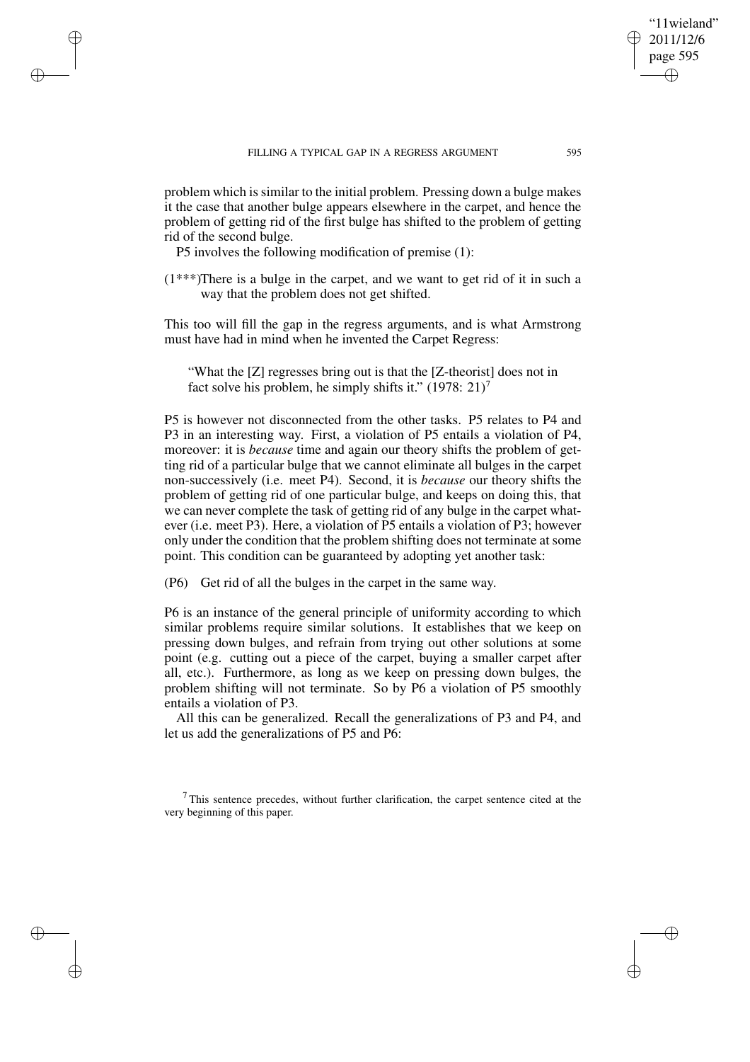problem which is similar to the initial problem. Pressing down a bulge makes it the case that another bulge appears elsewhere in the carpet, and hence the problem of getting rid of the first bulge has shifted to the problem of getting rid of the second bulge.

P5 involves the following modification of premise (1):

(1***) There is a bulge in the carpet, and we want to get rid of it in such a way that the problem does not get shifted.

This too will fill the gap in the regress arguments, and is what Armstrong must have had in mind when he invented the Carpet Regress:

> "What the [Z] regresses bring out is that the [Z-theorist] does not in fact solve his problem, he simply shifts it." (1978: 21)[7]

P5 is however not disconnected from the other tasks. P5 relates to P4 and P3 in an interesting way. First, a violation of P5 entails a violation of P4, moreover: it is *because* time and again our theory shifts the problem of getting rid of a particular bulge that we cannot eliminate all bulges in the carpet non-successively (i.e. meet P4). Second, it is *because* our theory shifts the problem of getting rid of one particular bulge, and keeps on doing this, that we can never complete the task of getting rid of any bulge in the carpet whatever (i.e. meet P3). Here, a violation of P5 entails a violation of P3; however only under the condition that the problem shifting does not terminate at some point. This condition can be guaranteed by adopting yet another task:

(P6) Get rid of all the bulges in the carpet in the same way.

P6 is an instance of the general principle of uniformity according to which similar problems require similar solutions. It establishes that we keep on pressing down bulges, and refrain from trying out other solutions at some point (e.g. cutting out a piece of the carpet, buying a smaller carpet after all, etc.). Furthermore, as long as we keep on pressing down bulges, the problem shifting will not terminate. So by P6 a violation of P5 smoothly entails a violation of P3.

All this can be generalized. Recall the generalizations of P3 and P4, and let us add the generalizations of P5 and P6:

[7] This sentence precedes, without further clarification, the carpet sentence cited at the very beginning of this paper.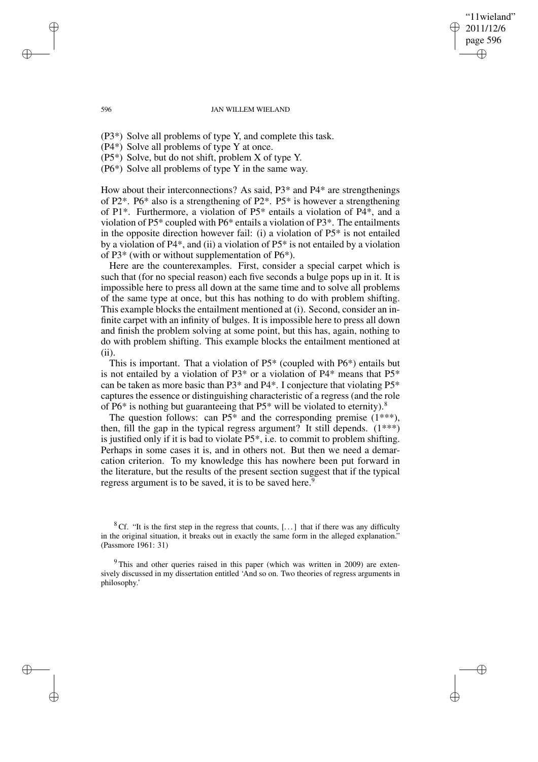(P3*) Solve all problems of type Y, and complete this task.
(P4*) Solve all problems of type Y at once.
(P5*) Solve, but do not shift, problem X of type Y.
(P6*) Solve all problems of type Y in the same way.

How about their interconnections? As said, P3* and P4* are strengthenings of P2*. P6* also is a strengthening of P2*. P5* is however a strengthening of P1*. Furthermore, a violation of P5* entails a violation of P4*, and a violation of P5* coupled with P6* entails a violation of P3*. The entailments in the opposite direction however fail: (i) a violation of P5* is not entailed by a violation of P4*, and (ii) a violation of P5* is not entailed by a violation of P3* (with or without supplementation of P6*).

Here are the counterexamples. First, consider a special carpet which is such that (for no special reason) each five seconds a bulge pops up in it. It is impossible here to press all down at the same time and to solve all problems of the same type at once, but this has nothing to do with problem shifting. This example blocks the entailment mentioned at (i). Second, consider an infinite carpet with an infinity of bulges. It is impossible here to press all down and finish the problem solving at some point, but this has, again, nothing to do with problem shifting. This example blocks the entailment mentioned at (ii).

This is important. That a violation of P5* (coupled with P6*) entails but is not entailed by a violation of P3* or a violation of P4* means that P5* can be taken as more basic than P3* and P4*. I conjecture that violating P5* captures the essence or distinguishing characteristic of a regress (and the role of P6* is nothing but guaranteeing that P5* will be violated to eternity).[8]

The question follows: can P5* and the corresponding premise (1***), then, fill the gap in the typical regress argument? It still depends. (1***) is justified only if it is bad to violate P5*, i.e. to commit to problem shifting. Perhaps in some cases it is, and in others not. But then we need a demarcation criterion. To my knowledge this has nowhere been put forward in the literature, but the results of the present section suggest that if the typical regress argument is to be saved, it is to be saved here.[9]

[8] Cf. "It is the first step in the regress that counts, [...] that if there was any difficulty in the original situation, it breaks out in exactly the same form in the alleged explanation." (Passmore 1961: 31)

[9] This and other queries raised in this paper (which was written in 2009) are extensively discussed in my dissertation entitled 'And so on. Two theories of regress arguments in philosophy.'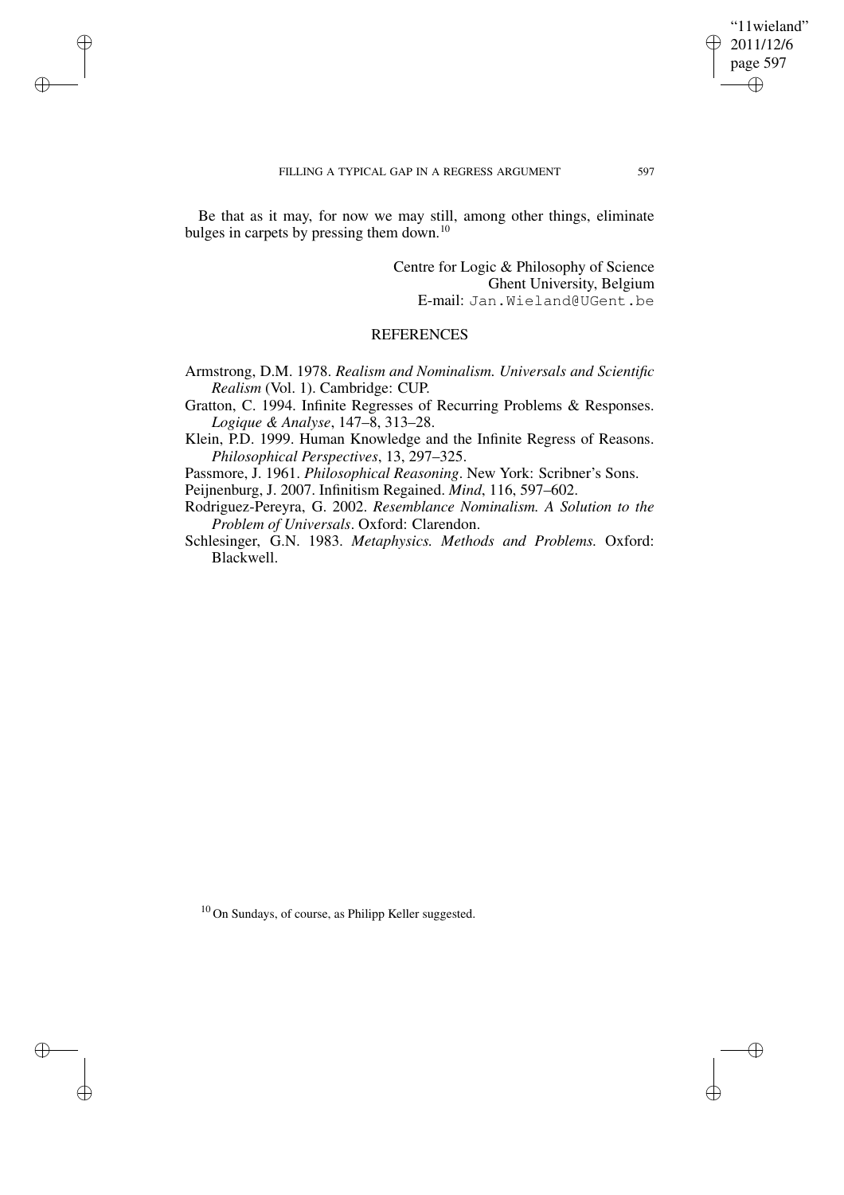Be that as it may, for now we may still, among other things, eliminate bulges in carpets by pressing them down.[10]

Centre for Logic & Philosophy of Science
Ghent University, Belgium
E-mail: Jan.Wieland@UGent.be

## REFERENCES

Armstrong, D.M. 1978. *Realism and Nominalism. Universals and Scientific Realism* (Vol. 1). Cambridge: CUP.

Gratton, C. 1994. Infinite Regresses of Recurring Problems & Responses. *Logique & Analyse*, 147–8, 313–28.

Klein, P.D. 1999. Human Knowledge and the Infinite Regress of Reasons. *Philosophical Perspectives*, 13, 297–325.

Passmore, J. 1961. *Philosophical Reasoning*. New York: Scribner's Sons.

Peijnenburg, J. 2007. Infinitism Regained. *Mind*, 116, 597–602.

Rodriguez-Pereyra, G. 2002. *Resemblance Nominalism. A Solution to the Problem of Universals*. Oxford: Clarendon.

Schlesinger, G.N. 1983. *Metaphysics. Methods and Problems.* Oxford: Blackwell.

[10] On Sundays, of course, as Philipp Keller suggested.